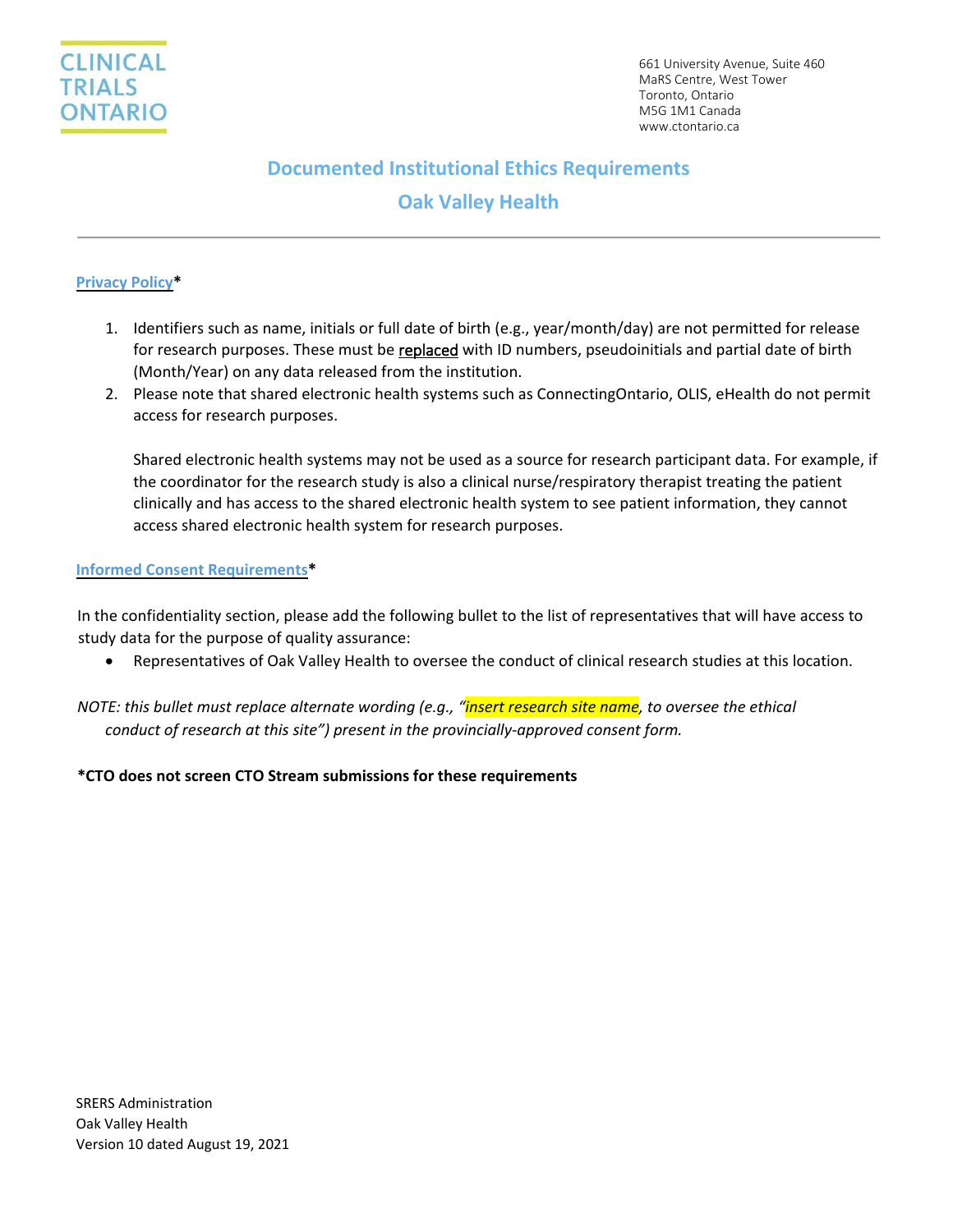CLINICAL TRIALS ONTARIO

661 University Avenue, Suite 460
MaRS Centre, West Tower
Toronto, Ontario
M5G 1M1 Canada
www.ctontario.ca

# Documented Institutional Ethics Requirements

## Oak Valley Health

---

### Privacy Policy*

1. Identifiers such as name, initials or full date of birth (e.g., year/month/day) are not permitted for release for research purposes. These must be replaced with ID numbers, pseudoinitials and partial date of birth (Month/Year) on any data released from the institution.
2. Please note that shared electronic health systems such as ConnectingOntario, OLIS, eHealth do not permit access for research purposes.

   Shared electronic health systems may not be used as a source for research participant data. For example, if the coordinator for the research study is also a clinical nurse/respiratory therapist treating the patient clinically and has access to the shared electronic health system to see patient information, they cannot access shared electronic health system for research purposes.

### Informed Consent Requirements*

In the confidentiality section, please add the following bullet to the list of representatives that will have access to study data for the purpose of quality assurance:

- Representatives of Oak Valley Health to oversee the conduct of clinical research studies at this location.

*NOTE: this bullet must replace alternate wording (e.g., "insert research site name, to oversee the ethical conduct of research at this site") present in the provincially-approved consent form.*

**\*CTO does not screen CTO Stream submissions for these requirements**

SRERS Administration
Oak Valley Health
Version 10 dated August 19, 2021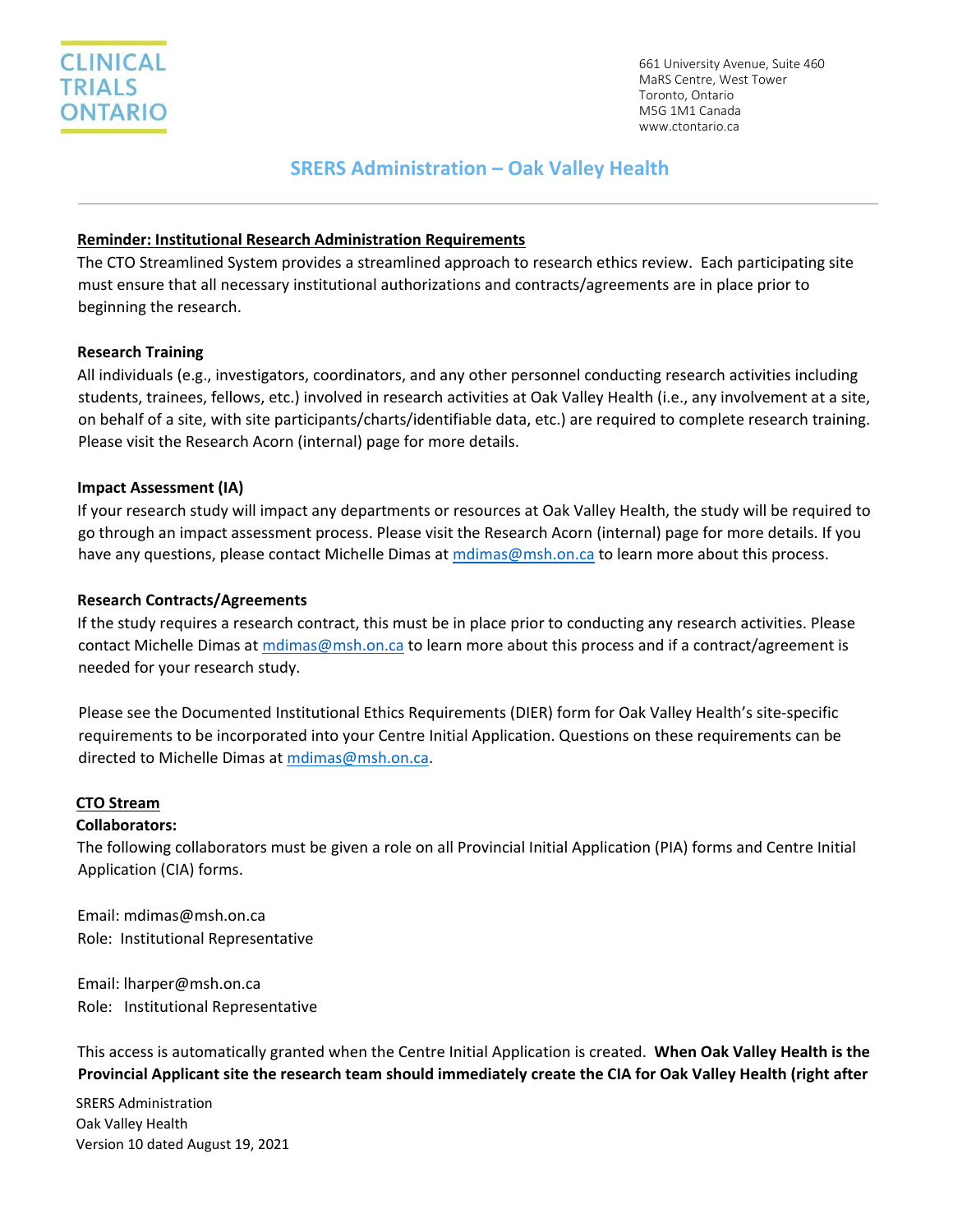# SRERS Administration – Oak Valley Health

## Reminder: Institutional Research Administration Requirements

The CTO Streamlined System provides a streamlined approach to research ethics review. Each participating site must ensure that all necessary institutional authorizations and contracts/agreements are in place prior to beginning the research.

### Research Training

All individuals (e.g., investigators, coordinators, and any other personnel conducting research activities including students, trainees, fellows, etc.) involved in research activities at Oak Valley Health (i.e., any involvement at a site, on behalf of a site, with site participants/charts/identifiable data, etc.) are required to complete research training. Please visit the Research Acorn (internal) page for more details.

### Impact Assessment (IA)

If your research study will impact any departments or resources at Oak Valley Health, the study will be required to go through an impact assessment process. Please visit the Research Acorn (internal) page for more details. If you have any questions, please contact Michelle Dimas at mdimas@msh.on.ca to learn more about this process.

### Research Contracts/Agreements

If the study requires a research contract, this must be in place prior to conducting any research activities. Please contact Michelle Dimas at mdimas@msh.on.ca to learn more about this process and if a contract/agreement is needed for your research study.

Please see the Documented Institutional Ethics Requirements (DIER) form for Oak Valley Health's site-specific requirements to be incorporated into your Centre Initial Application. Questions on these requirements can be directed to Michelle Dimas at mdimas@msh.on.ca.

## CTO Stream

**Collaborators:**

The following collaborators must be given a role on all Provincial Initial Application (PIA) forms and Centre Initial Application (CIA) forms.

Email: mdimas@msh.on.ca
Role: Institutional Representative

Email: lharper@msh.on.ca
Role: Institutional Representative

This access is automatically granted when the Centre Initial Application is created. **When Oak Valley Health is the Provincial Applicant site the research team should immediately create the CIA for Oak Valley Health (right after**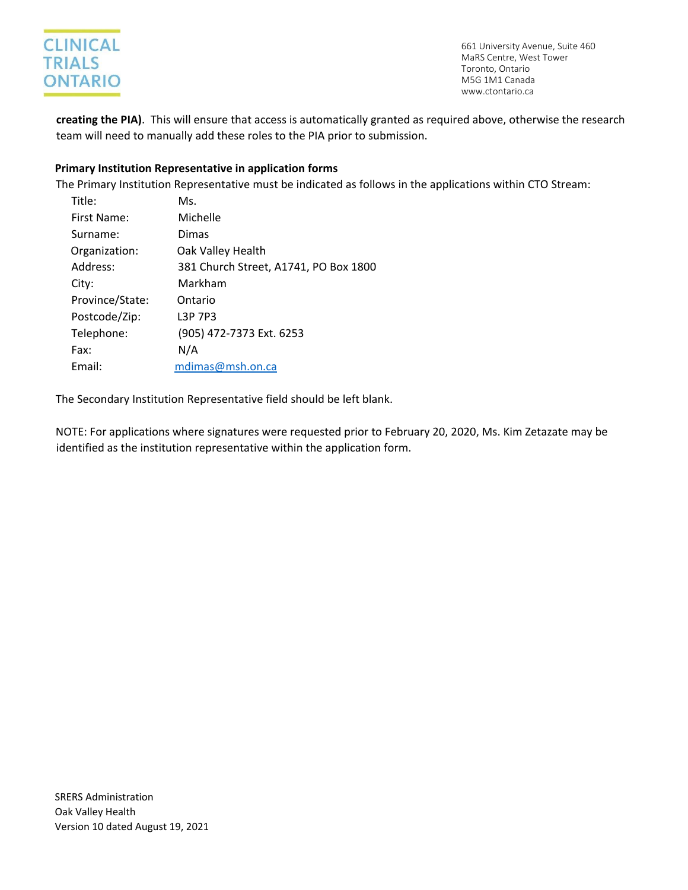**creating the PIA)**. This will ensure that access is automatically granted as required above, otherwise the research team will need to manually add these roles to the PIA prior to submission.

**Primary Institution Representative in application forms**

The Primary Institution Representative must be indicated as follows in the applications within CTO Stream:

| | |
|---|---|
| Title: | Ms. |
| First Name: | Michelle |
| Surname: | Dimas |
| Organization: | Oak Valley Health |
| Address: | 381 Church Street, A1741, PO Box 1800 |
| City: | Markham |
| Province/State: | Ontario |
| Postcode/Zip: | L3P 7P3 |
| Telephone: | (905) 472-7373 Ext. 6253 |
| Fax: | N/A |
| Email: | mdimas@msh.on.ca |

The Secondary Institution Representative field should be left blank.

NOTE: For applications where signatures were requested prior to February 20, 2020, Ms. Kim Zetazate may be identified as the institution representative within the application form.

SRERS Administration
Oak Valley Health
Version 10 dated August 19, 2021